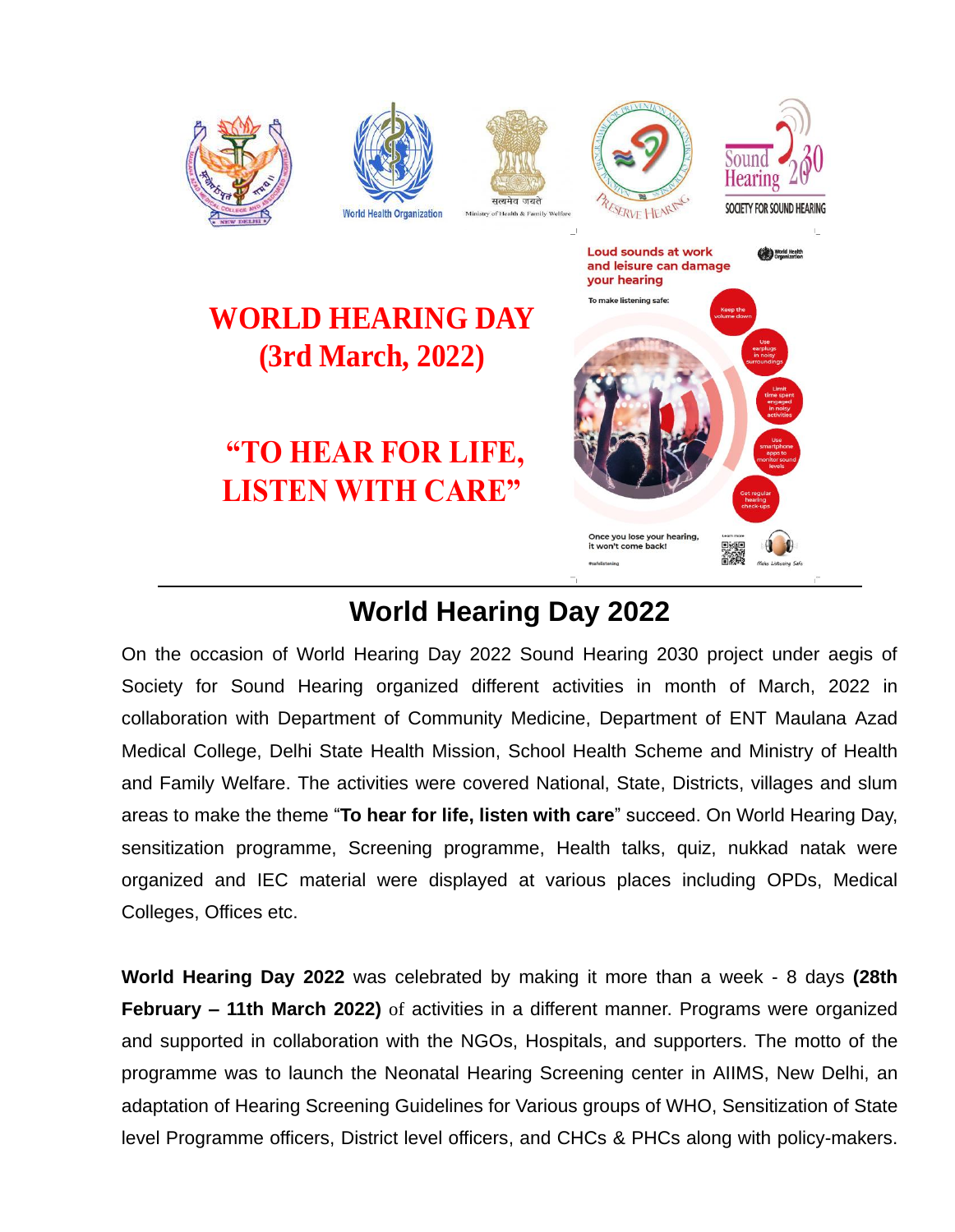# WORLD HEARING DAY (3rd March, 2022)

## "TO HEAR FOR LIFE, LISTEN WITH CARE"

Loud sounds at work and leisure can damage your hearing

To make listening safe:

- Keep the volume down
- Use earplugs in noisy surroundings
- Limit time spent engaged in noisy activities
- Use smartphone apps to monitor sound levels
- Get regular hearing check-ups

Once you lose your hearing, it won't come back!

---

## World Hearing Day 2022

On the occasion of World Hearing Day 2022 Sound Hearing 2030 project under aegis of Society for Sound Hearing organized different activities in month of March, 2022 in collaboration with Department of Community Medicine, Department of ENT Maulana Azad Medical College, Delhi State Health Mission, School Health Scheme and Ministry of Health and Family Welfare. The activities were covered National, State, Districts, villages and slum areas to make the theme "**To hear for life, listen with care**" succeed. On World Hearing Day, sensitization programme, Screening programme, Health talks, quiz, nukkad natak were organized and IEC material were displayed at various places including OPDs, Medical Colleges, Offices etc.

**World Hearing Day 2022** was celebrated by making it more than a week - 8 days **(28th February – 11th March 2022)** of activities in a different manner. Programs were organized and supported in collaboration with the NGOs, Hospitals, and supporters. The motto of the programme was to launch the Neonatal Hearing Screening center in AIIMS, New Delhi, an adaptation of Hearing Screening Guidelines for Various groups of WHO, Sensitization of State level Programme officers, District level officers, and CHCs & PHCs along with policy-makers.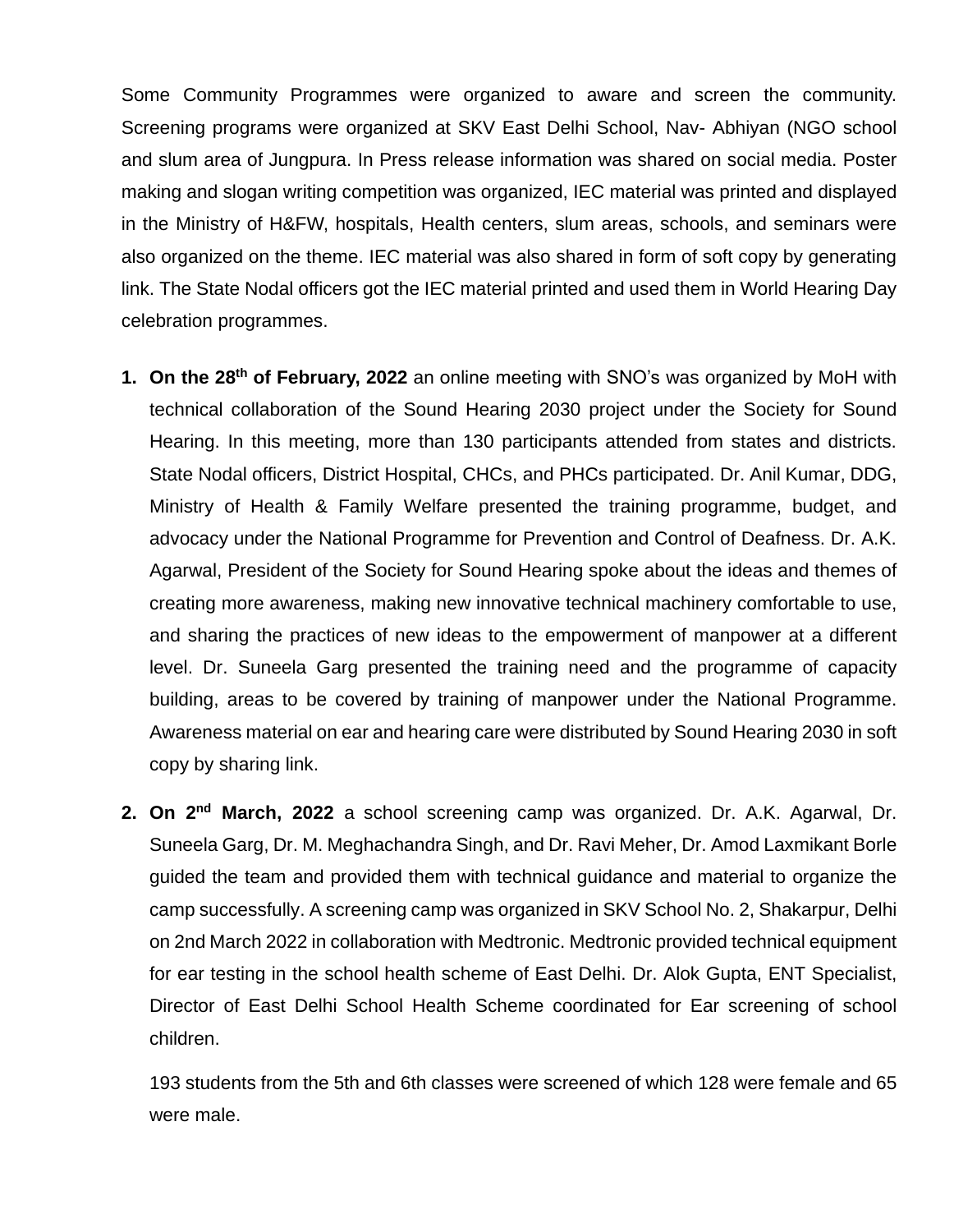Some Community Programmes were organized to aware and screen the community. Screening programs were organized at SKV East Delhi School, Nav- Abhiyan (NGO school and slum area of Jungpura. In Press release information was shared on social media. Poster making and slogan writing competition was organized, IEC material was printed and displayed in the Ministry of H&FW, hospitals, Health centers, slum areas, schools, and seminars were also organized on the theme. IEC material was also shared in form of soft copy by generating link. The State Nodal officers got the IEC material printed and used them in World Hearing Day celebration programmes.

1. **On the 28th of February, 2022** an online meeting with SNO's was organized by MoH with technical collaboration of the Sound Hearing 2030 project under the Society for Sound Hearing. In this meeting, more than 130 participants attended from states and districts. State Nodal officers, District Hospital, CHCs, and PHCs participated. Dr. Anil Kumar, DDG, Ministry of Health & Family Welfare presented the training programme, budget, and advocacy under the National Programme for Prevention and Control of Deafness. Dr. A.K. Agarwal, President of the Society for Sound Hearing spoke about the ideas and themes of creating more awareness, making new innovative technical machinery comfortable to use, and sharing the practices of new ideas to the empowerment of manpower at a different level. Dr. Suneela Garg presented the training need and the programme of capacity building, areas to be covered by training of manpower under the National Programme. Awareness material on ear and hearing care were distributed by Sound Hearing 2030 in soft copy by sharing link.

2. **On 2nd March, 2022** a school screening camp was organized. Dr. A.K. Agarwal, Dr. Suneela Garg, Dr. M. Meghachandra Singh, and Dr. Ravi Meher, Dr. Amod Laxmikant Borle guided the team and provided them with technical guidance and material to organize the camp successfully. A screening camp was organized in SKV School No. 2, Shakarpur, Delhi on 2nd March 2022 in collaboration with Medtronic. Medtronic provided technical equipment for ear testing in the school health scheme of East Delhi. Dr. Alok Gupta, ENT Specialist, Director of East Delhi School Health Scheme coordinated for Ear screening of school children.

   193 students from the 5th and 6th classes were screened of which 128 were female and 65 were male.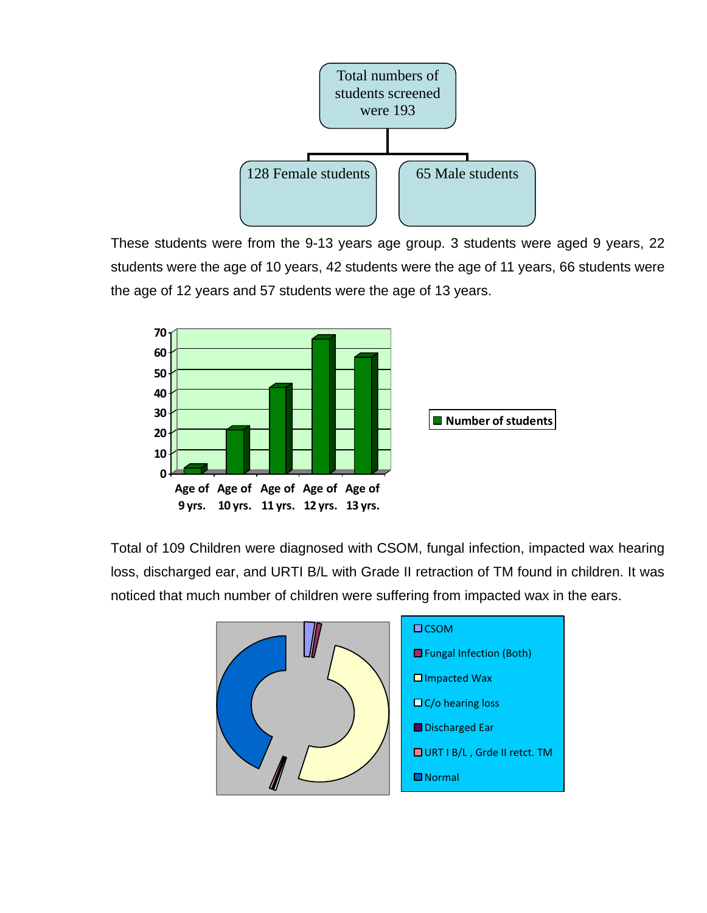Total numbers of students screened were 193

128 Female students

65 Male students

These students were from the 9-13 years age group. 3 students were aged 9 years, 22 students were the age of 10 years, 42 students were the age of 11 years, 66 students were the age of 12 years and 57 students were the age of 13 years.

Total of 109 Children were diagnosed with CSOM, fungal infection, impacted wax hearing loss, discharged ear, and URTI B/L with Grade II retraction of TM found in children. It was noticed that much number of children were suffering from impacted wax in the ears.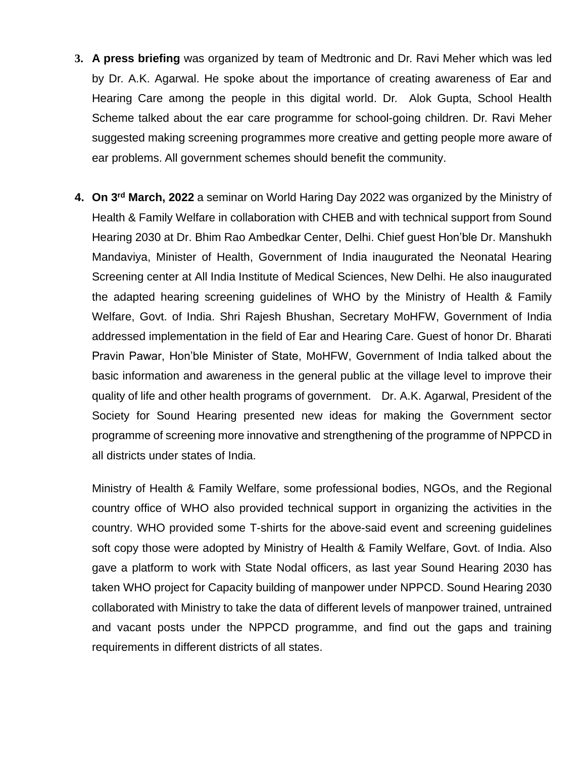3. **A press briefing** was organized by team of Medtronic and Dr. Ravi Meher which was led by Dr. A.K. Agarwal. He spoke about the importance of creating awareness of Ear and Hearing Care among the people in this digital world. Dr. Alok Gupta, School Health Scheme talked about the ear care programme for school-going children. Dr. Ravi Meher suggested making screening programmes more creative and getting people more aware of ear problems. All government schemes should benefit the community.

4. **On 3rd March, 2022** a seminar on World Haring Day 2022 was organized by the Ministry of Health & Family Welfare in collaboration with CHEB and with technical support from Sound Hearing 2030 at Dr. Bhim Rao Ambedkar Center, Delhi. Chief guest Hon'ble Dr. Manshukh Mandaviya, Minister of Health, Government of India inaugurated the Neonatal Hearing Screening center at All India Institute of Medical Sciences, New Delhi. He also inaugurated the adapted hearing screening guidelines of WHO by the Ministry of Health & Family Welfare, Govt. of India. Shri Rajesh Bhushan, Secretary MoHFW, Government of India addressed implementation in the field of Ear and Hearing Care. Guest of honor Dr. Bharati Pravin Pawar, Hon'ble Minister of State, MoHFW, Government of India talked about the basic information and awareness in the general public at the village level to improve their quality of life and other health programs of government. Dr. A.K. Agarwal, President of the Society for Sound Hearing presented new ideas for making the Government sector programme of screening more innovative and strengthening of the programme of NPPCD in all districts under states of India.

   Ministry of Health & Family Welfare, some professional bodies, NGOs, and the Regional country office of WHO also provided technical support in organizing the activities in the country. WHO provided some T-shirts for the above-said event and screening guidelines soft copy those were adopted by Ministry of Health & Family Welfare, Govt. of India. Also gave a platform to work with State Nodal officers, as last year Sound Hearing 2030 has taken WHO project for Capacity building of manpower under NPPCD. Sound Hearing 2030 collaborated with Ministry to take the data of different levels of manpower trained, untrained and vacant posts under the NPPCD programme, and find out the gaps and training requirements in different districts of all states.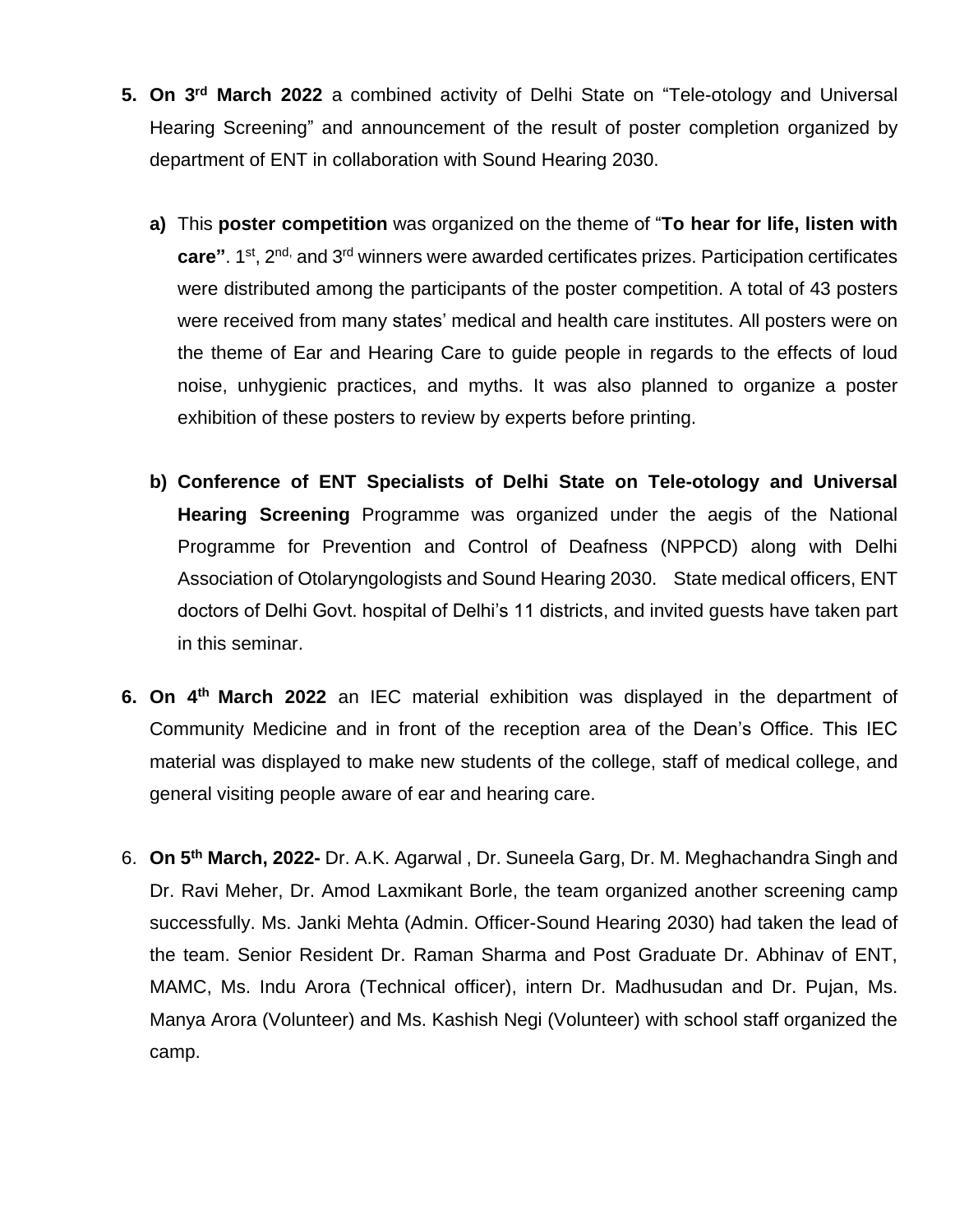5. **On 3rd March 2022** a combined activity of Delhi State on "Tele-otology and Universal Hearing Screening" and announcement of the result of poster completion organized by department of ENT in collaboration with Sound Hearing 2030.

    a) This **poster competition** was organized on the theme of "**To hear for life, listen with care"**. 1st, 2nd, and 3rd winners were awarded certificates prizes. Participation certificates were distributed among the participants of the poster competition. A total of 43 posters were received from many states' medical and health care institutes. All posters were on the theme of Ear and Hearing Care to guide people in regards to the effects of loud noise, unhygienic practices, and myths. It was also planned to organize a poster exhibition of these posters to review by experts before printing.

    b) **Conference of ENT Specialists of Delhi State on Tele-otology and Universal Hearing Screening** Programme was organized under the aegis of the National Programme for Prevention and Control of Deafness (NPPCD) along with Delhi Association of Otolaryngologists and Sound Hearing 2030. State medical officers, ENT doctors of Delhi Govt. hospital of Delhi's 11 districts, and invited guests have taken part in this seminar.

6. **On 4th March 2022** an IEC material exhibition was displayed in the department of Community Medicine and in front of the reception area of the Dean's Office. This IEC material was displayed to make new students of the college, staff of medical college, and general visiting people aware of ear and hearing care.

6. **On 5th March, 2022-** Dr. A.K. Agarwal , Dr. Suneela Garg, Dr. M. Meghachandra Singh and Dr. Ravi Meher, Dr. Amod Laxmikant Borle, the team organized another screening camp successfully. Ms. Janki Mehta (Admin. Officer-Sound Hearing 2030) had taken the lead of the team. Senior Resident Dr. Raman Sharma and Post Graduate Dr. Abhinav of ENT, MAMC, Ms. Indu Arora (Technical officer), intern Dr. Madhusudan and Dr. Pujan, Ms. Manya Arora (Volunteer) and Ms. Kashish Negi (Volunteer) with school staff organized the camp.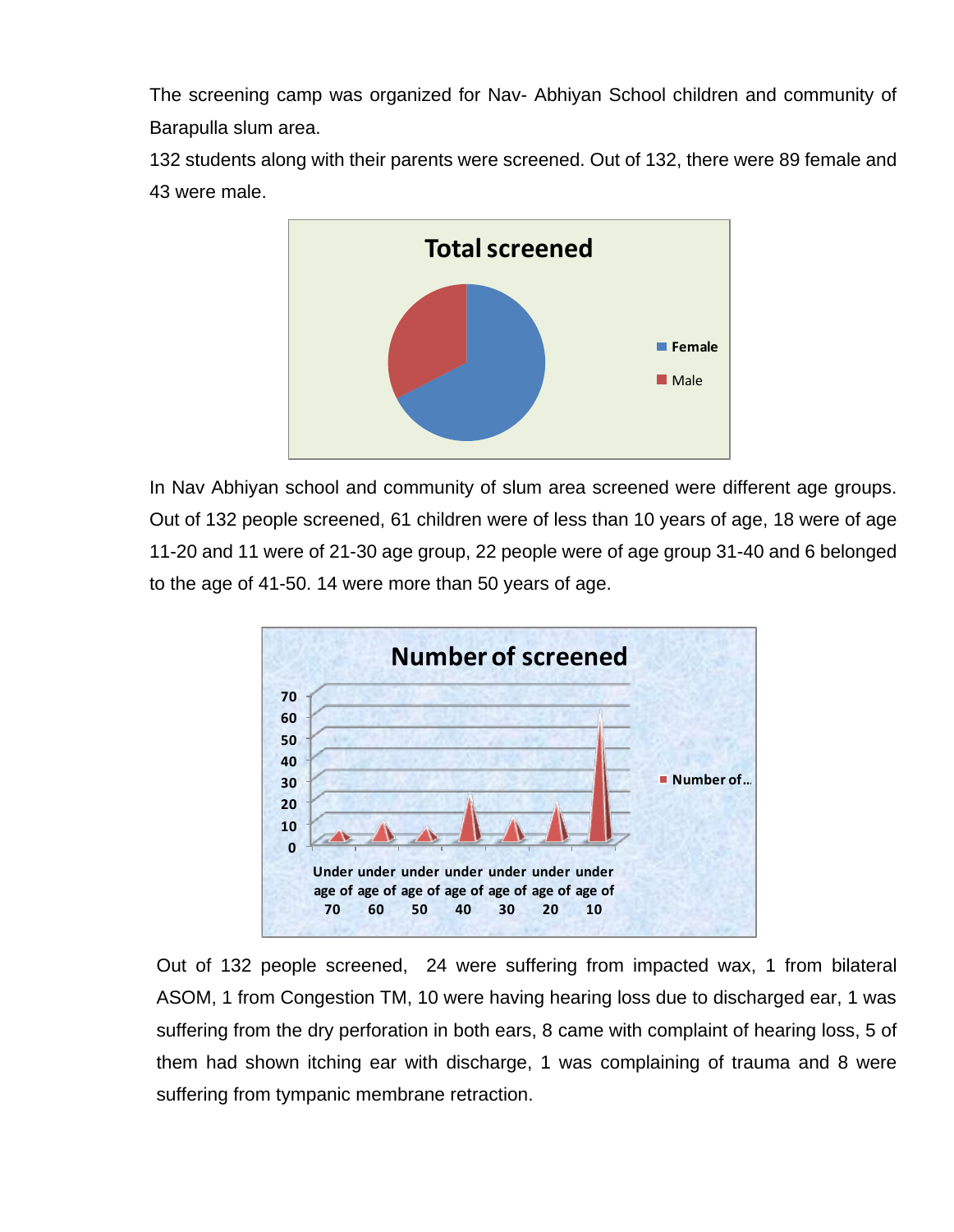The screening camp was organized for Nav- Abhiyan School children and community of Barapulla slum area.

132 students along with their parents were screened. Out of 132, there were 89 female and 43 were male.

In Nav Abhiyan school and community of slum area screened were different age groups. Out of 132 people screened, 61 children were of less than 10 years of age, 18 were of age 11-20 and 11 were of 21-30 age group, 22 people were of age group 31-40 and 6 belonged to the age of 41-50. 14 were more than 50 years of age.

Out of 132 people screened, 24 were suffering from impacted wax, 1 from bilateral ASOM, 1 from Congestion TM, 10 were having hearing loss due to discharged ear, 1 was suffering from the dry perforation in both ears, 8 came with complaint of hearing loss, 5 of them had shown itching ear with discharge, 1 was complaining of trauma and 8 were suffering from tympanic membrane retraction.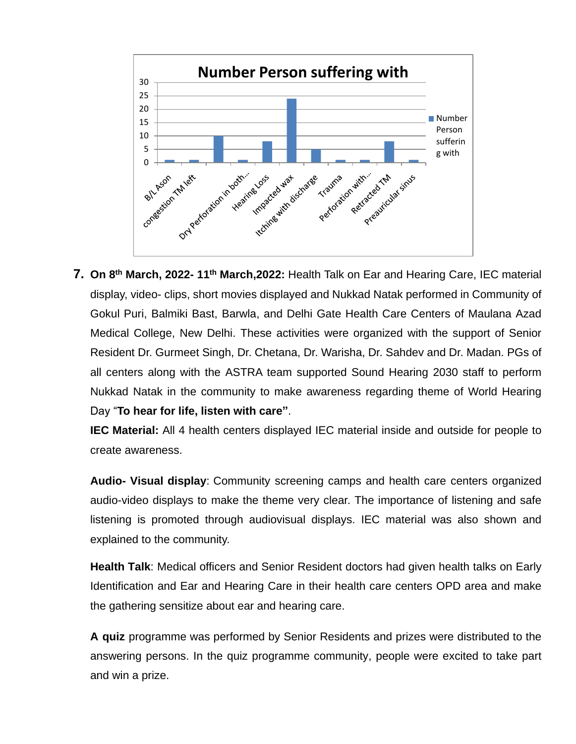**Number Person suffering with**

7. **On 8th March, 2022- 11th March,2022:** Health Talk on Ear and Hearing Care, IEC material display, video- clips, short movies displayed and Nukkad Natak performed in Community of Gokul Puri, Balmiki Bast, Barwla, and Delhi Gate Health Care Centers of Maulana Azad Medical College, New Delhi. These activities were organized with the support of Senior Resident Dr. Gurmeet Singh, Dr. Chetana, Dr. Warisha, Dr. Sahdev and Dr. Madan. PGs of all centers along with the ASTRA team supported Sound Hearing 2030 staff to perform Nukkad Natak in the community to make awareness regarding theme of World Hearing Day "**To hear for life, listen with care"**.

   **IEC Material:** All 4 health centers displayed IEC material inside and outside for people to create awareness.

   **Audio- Visual display**: Community screening camps and health care centers organized audio-video displays to make the theme very clear. The importance of listening and safe listening is promoted through audiovisual displays. IEC material was also shown and explained to the community.

   **Health Talk**: Medical officers and Senior Resident doctors had given health talks on Early Identification and Ear and Hearing Care in their health care centers OPD area and make the gathering sensitize about ear and hearing care.

   **A quiz** programme was performed by Senior Residents and prizes were distributed to the answering persons. In the quiz programme community, people were excited to take part and win a prize.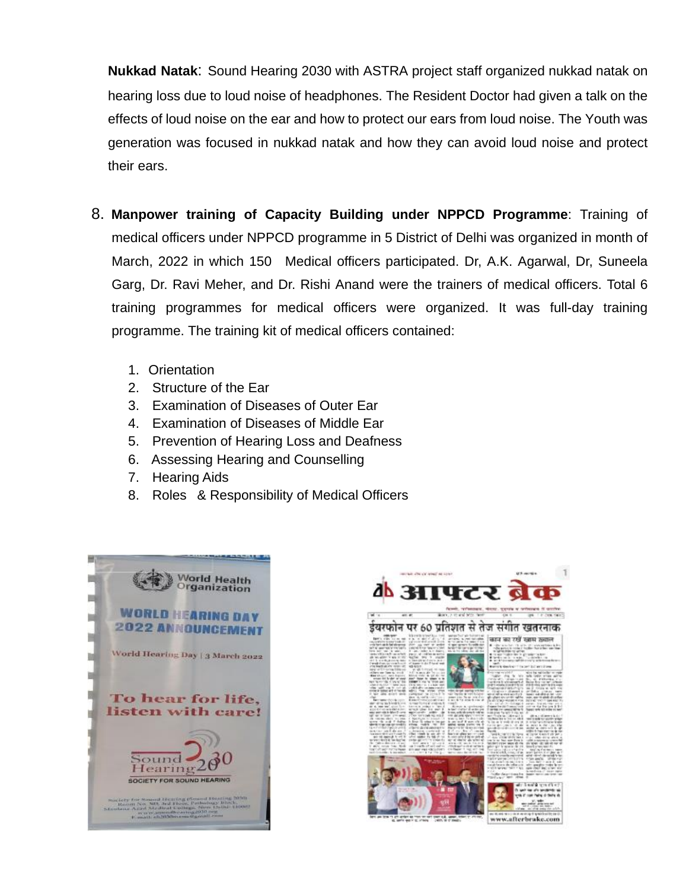**Nukkad Natak**: Sound Hearing 2030 with ASTRA project staff organized nukkad natak on hearing loss due to loud noise of headphones. The Resident Doctor had given a talk on the effects of loud noise on the ear and how to protect our ears from loud noise. The Youth was generation was focused in nukkad natak and how they can avoid loud noise and protect their ears.

8. **Manpower training of Capacity Building under NPPCD Programme**: Training of medical officers under NPPCD programme in 5 District of Delhi was organized in month of March, 2022 in which 150 Medical officers participated. Dr, A.K. Agarwal, Dr, Suneela Garg, Dr. Ravi Meher, and Dr. Rishi Anand were the trainers of medical officers. Total 6 training programmes for medical officers were organized. It was full-day training programme. The training kit of medical officers contained:

    1. Orientation
    2. Structure of the Ear
    3. Examination of Diseases of Outer Ear
    4. Examination of Diseases of Middle Ear
    5. Prevention of Hearing Loss and Deafness
    6. Assessing Hearing and Counselling
    7. Hearing Aids
    8. Roles & Responsibility of Medical Officers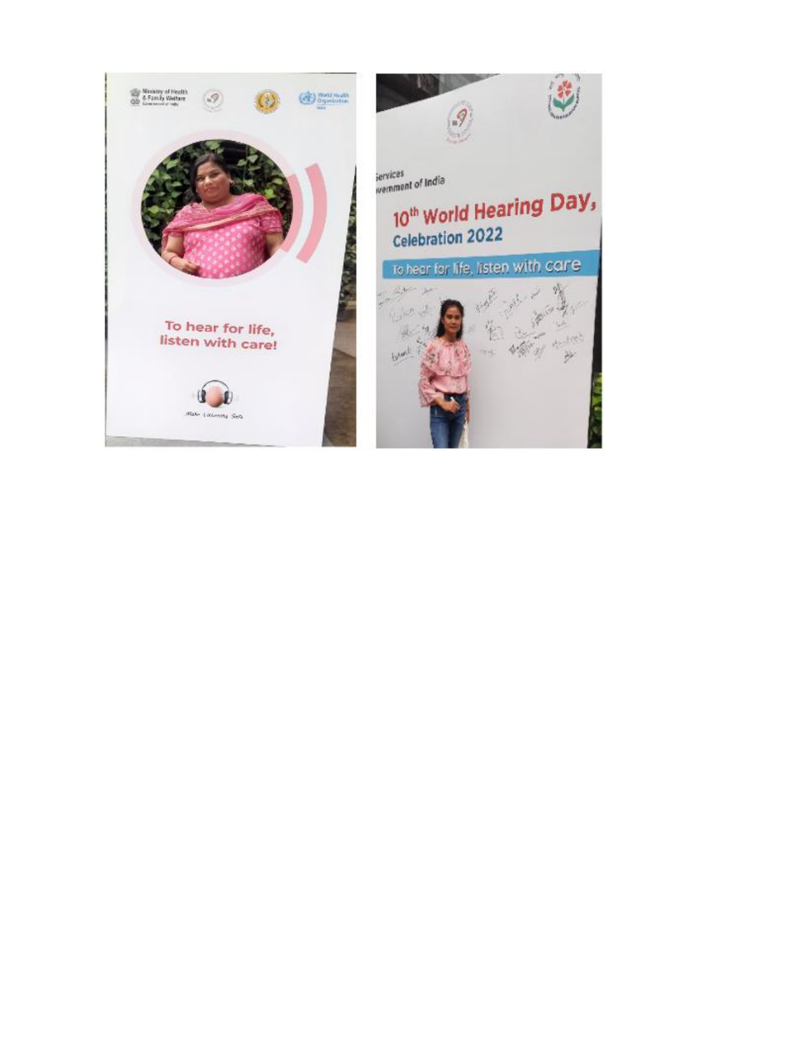Ministry of Health & Family Welfare
Government of India

World Health Organization

To hear for life,
listen with care!

Make Listening Safe

Services
Government of India

10th World Hearing Day,
Celebration 2022

To hear for life, listen with care